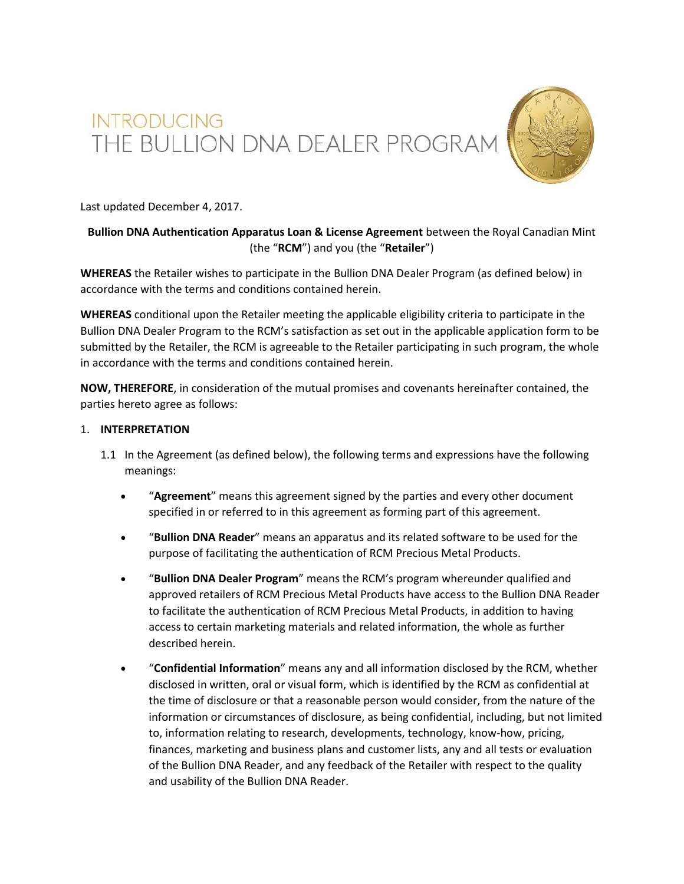# INTRODUCING
# THE BULLION DNA DEALER PROGRAM

Last updated December 4, 2017.

**Bullion DNA Authentication Apparatus Loan & License Agreement** between the Royal Canadian Mint (the "**RCM**") and you (the "**Retailer**")

**WHEREAS** the Retailer wishes to participate in the Bullion DNA Dealer Program (as defined below) in accordance with the terms and conditions contained herein.

**WHEREAS** conditional upon the Retailer meeting the applicable eligibility criteria to participate in the Bullion DNA Dealer Program to the RCM's satisfaction as set out in the applicable application form to be submitted by the Retailer, the RCM is agreeable to the Retailer participating in such program, the whole in accordance with the terms and conditions contained herein.

**NOW, THEREFORE**, in consideration of the mutual promises and covenants hereinafter contained, the parties hereto agree as follows:

1. **INTERPRETATION**

   1.1 In the Agreement (as defined below), the following terms and expressions have the following meanings:

   - "**Agreement**" means this agreement signed by the parties and every other document specified in or referred to in this agreement as forming part of this agreement.
   - "**Bullion DNA Reader**" means an apparatus and its related software to be used for the purpose of facilitating the authentication of RCM Precious Metal Products.
   - "**Bullion DNA Dealer Program**" means the RCM's program whereunder qualified and approved retailers of RCM Precious Metal Products have access to the Bullion DNA Reader to facilitate the authentication of RCM Precious Metal Products, in addition to having access to certain marketing materials and related information, the whole as further described herein.
   - "**Confidential Information**" means any and all information disclosed by the RCM, whether disclosed in written, oral or visual form, which is identified by the RCM as confidential at the time of disclosure or that a reasonable person would consider, from the nature of the information or circumstances of disclosure, as being confidential, including, but not limited to, information relating to research, developments, technology, know-how, pricing, finances, marketing and business plans and customer lists, any and all tests or evaluation of the Bullion DNA Reader, and any feedback of the Retailer with respect to the quality and usability of the Bullion DNA Reader.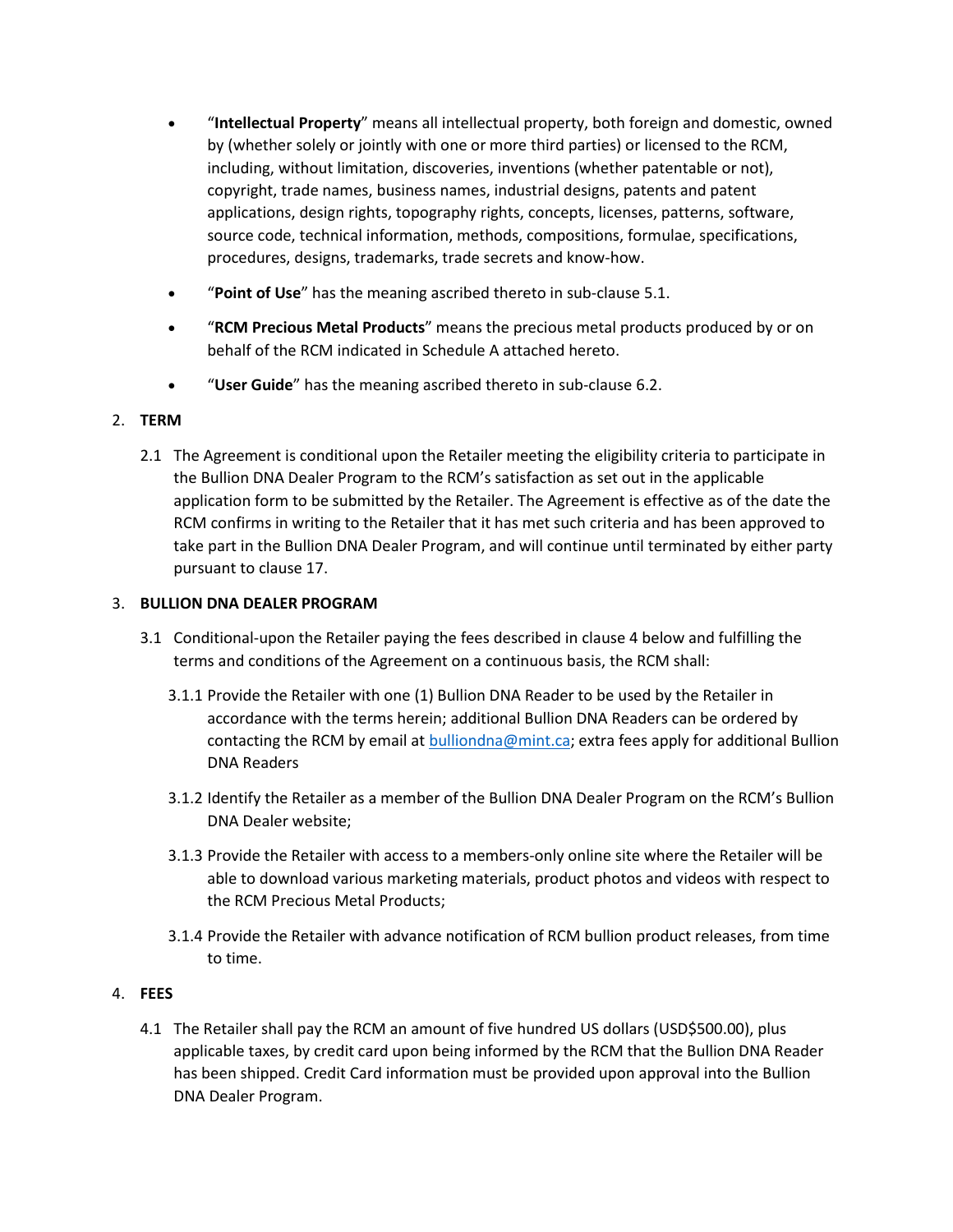- "**Intellectual Property**" means all intellectual property, both foreign and domestic, owned by (whether solely or jointly with one or more third parties) or licensed to the RCM, including, without limitation, discoveries, inventions (whether patentable or not), copyright, trade names, business names, industrial designs, patents and patent applications, design rights, topography rights, concepts, licenses, patterns, software, source code, technical information, methods, compositions, formulae, specifications, procedures, designs, trademarks, trade secrets and know-how.
- "**Point of Use**" has the meaning ascribed thereto in sub-clause 5.1.
- "**RCM Precious Metal Products**" means the precious metal products produced by or on behalf of the RCM indicated in Schedule A attached hereto.
- "**User Guide**" has the meaning ascribed thereto in sub-clause 6.2.

2. **TERM**

2.1 The Agreement is conditional upon the Retailer meeting the eligibility criteria to participate in the Bullion DNA Dealer Program to the RCM's satisfaction as set out in the applicable application form to be submitted by the Retailer. The Agreement is effective as of the date the RCM confirms in writing to the Retailer that it has met such criteria and has been approved to take part in the Bullion DNA Dealer Program, and will continue until terminated by either party pursuant to clause 17.

3. **BULLION DNA DEALER PROGRAM**

3.1 Conditional-upon the Retailer paying the fees described in clause 4 below and fulfilling the terms and conditions of the Agreement on a continuous basis, the RCM shall:

3.1.1 Provide the Retailer with one (1) Bullion DNA Reader to be used by the Retailer in accordance with the terms herein; additional Bullion DNA Readers can be ordered by contacting the RCM by email at bulliondna@mint.ca; extra fees apply for additional Bullion DNA Readers

3.1.2 Identify the Retailer as a member of the Bullion DNA Dealer Program on the RCM's Bullion DNA Dealer website;

3.1.3 Provide the Retailer with access to a members-only online site where the Retailer will be able to download various marketing materials, product photos and videos with respect to the RCM Precious Metal Products;

3.1.4 Provide the Retailer with advance notification of RCM bullion product releases, from time to time.

4. **FEES**

4.1 The Retailer shall pay the RCM an amount of five hundred US dollars (USD$500.00), plus applicable taxes, by credit card upon being informed by the RCM that the Bullion DNA Reader has been shipped. Credit Card information must be provided upon approval into the Bullion DNA Dealer Program.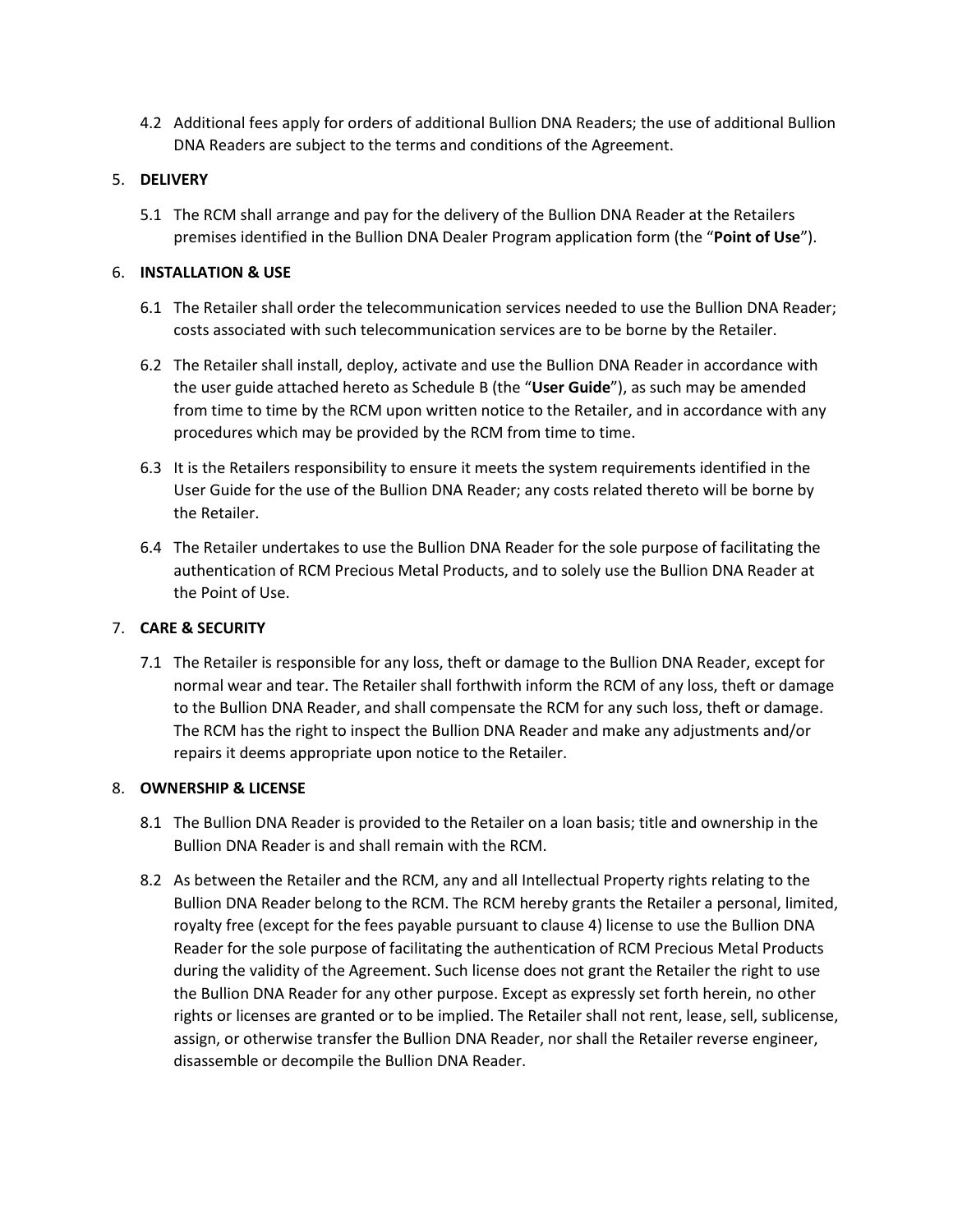4.2 Additional fees apply for orders of additional Bullion DNA Readers; the use of additional Bullion DNA Readers are subject to the terms and conditions of the Agreement.

5. **DELIVERY**

5.1 The RCM shall arrange and pay for the delivery of the Bullion DNA Reader at the Retailers premises identified in the Bullion DNA Dealer Program application form (the "**Point of Use**").

6. **INSTALLATION & USE**

6.1 The Retailer shall order the telecommunication services needed to use the Bullion DNA Reader; costs associated with such telecommunication services are to be borne by the Retailer.

6.2 The Retailer shall install, deploy, activate and use the Bullion DNA Reader in accordance with the user guide attached hereto as Schedule B (the "**User Guide**"), as such may be amended from time to time by the RCM upon written notice to the Retailer, and in accordance with any procedures which may be provided by the RCM from time to time.

6.3 It is the Retailers responsibility to ensure it meets the system requirements identified in the User Guide for the use of the Bullion DNA Reader; any costs related thereto will be borne by the Retailer.

6.4 The Retailer undertakes to use the Bullion DNA Reader for the sole purpose of facilitating the authentication of RCM Precious Metal Products, and to solely use the Bullion DNA Reader at the Point of Use.

7. **CARE & SECURITY**

7.1 The Retailer is responsible for any loss, theft or damage to the Bullion DNA Reader, except for normal wear and tear. The Retailer shall forthwith inform the RCM of any loss, theft or damage to the Bullion DNA Reader, and shall compensate the RCM for any such loss, theft or damage. The RCM has the right to inspect the Bullion DNA Reader and make any adjustments and/or repairs it deems appropriate upon notice to the Retailer.

8. **OWNERSHIP & LICENSE**

8.1 The Bullion DNA Reader is provided to the Retailer on a loan basis; title and ownership in the Bullion DNA Reader is and shall remain with the RCM.

8.2 As between the Retailer and the RCM, any and all Intellectual Property rights relating to the Bullion DNA Reader belong to the RCM. The RCM hereby grants the Retailer a personal, limited, royalty free (except for the fees payable pursuant to clause 4) license to use the Bullion DNA Reader for the sole purpose of facilitating the authentication of RCM Precious Metal Products during the validity of the Agreement. Such license does not grant the Retailer the right to use the Bullion DNA Reader for any other purpose. Except as expressly set forth herein, no other rights or licenses are granted or to be implied. The Retailer shall not rent, lease, sell, sublicense, assign, or otherwise transfer the Bullion DNA Reader, nor shall the Retailer reverse engineer, disassemble or decompile the Bullion DNA Reader.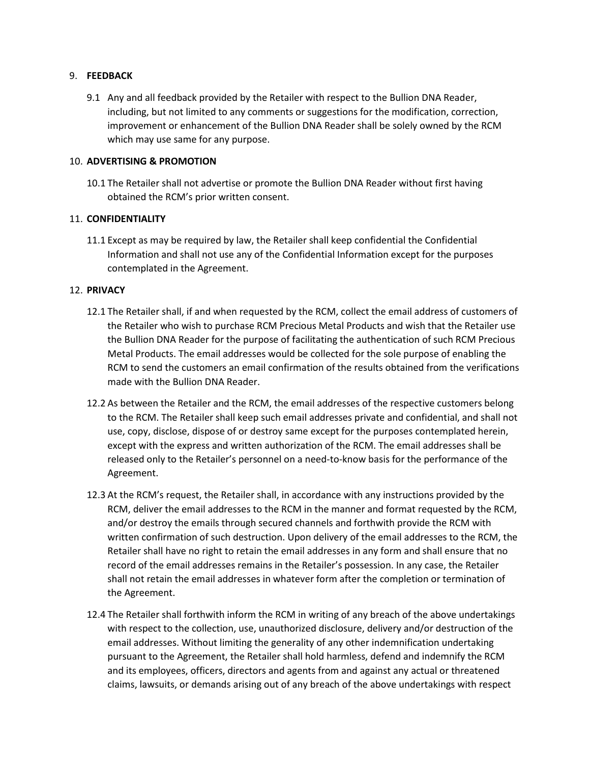9. **FEEDBACK**

9.1 Any and all feedback provided by the Retailer with respect to the Bullion DNA Reader, including, but not limited to any comments or suggestions for the modification, correction, improvement or enhancement of the Bullion DNA Reader shall be solely owned by the RCM which may use same for any purpose.

10. **ADVERTISING & PROMOTION**

10.1 The Retailer shall not advertise or promote the Bullion DNA Reader without first having obtained the RCM's prior written consent.

11. **CONFIDENTIALITY**

11.1 Except as may be required by law, the Retailer shall keep confidential the Confidential Information and shall not use any of the Confidential Information except for the purposes contemplated in the Agreement.

12. **PRIVACY**

12.1 The Retailer shall, if and when requested by the RCM, collect the email address of customers of the Retailer who wish to purchase RCM Precious Metal Products and wish that the Retailer use the Bullion DNA Reader for the purpose of facilitating the authentication of such RCM Precious Metal Products. The email addresses would be collected for the sole purpose of enabling the RCM to send the customers an email confirmation of the results obtained from the verifications made with the Bullion DNA Reader.

12.2 As between the Retailer and the RCM, the email addresses of the respective customers belong to the RCM. The Retailer shall keep such email addresses private and confidential, and shall not use, copy, disclose, dispose of or destroy same except for the purposes contemplated herein, except with the express and written authorization of the RCM. The email addresses shall be released only to the Retailer's personnel on a need-to-know basis for the performance of the Agreement.

12.3 At the RCM's request, the Retailer shall, in accordance with any instructions provided by the RCM, deliver the email addresses to the RCM in the manner and format requested by the RCM, and/or destroy the emails through secured channels and forthwith provide the RCM with written confirmation of such destruction. Upon delivery of the email addresses to the RCM, the Retailer shall have no right to retain the email addresses in any form and shall ensure that no record of the email addresses remains in the Retailer's possession. In any case, the Retailer shall not retain the email addresses in whatever form after the completion or termination of the Agreement.

12.4 The Retailer shall forthwith inform the RCM in writing of any breach of the above undertakings with respect to the collection, use, unauthorized disclosure, delivery and/or destruction of the email addresses. Without limiting the generality of any other indemnification undertaking pursuant to the Agreement, the Retailer shall hold harmless, defend and indemnify the RCM and its employees, officers, directors and agents from and against any actual or threatened claims, lawsuits, or demands arising out of any breach of the above undertakings with respect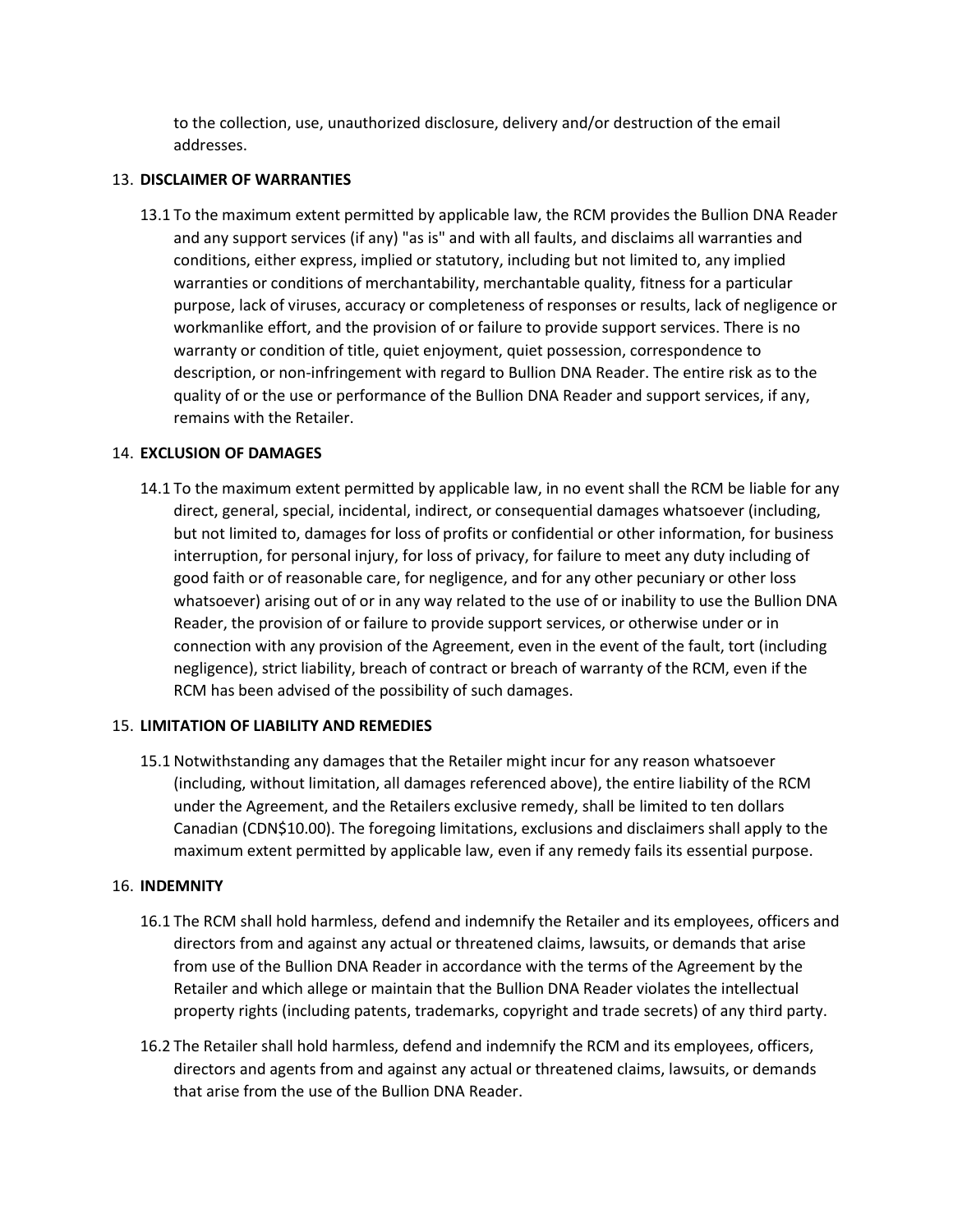to the collection, use, unauthorized disclosure, delivery and/or destruction of the email addresses.

13. **DISCLAIMER OF WARRANTIES**

    13.1 To the maximum extent permitted by applicable law, the RCM provides the Bullion DNA Reader and any support services (if any) "as is" and with all faults, and disclaims all warranties and conditions, either express, implied or statutory, including but not limited to, any implied warranties or conditions of merchantability, merchantable quality, fitness for a particular purpose, lack of viruses, accuracy or completeness of responses or results, lack of negligence or workmanlike effort, and the provision of or failure to provide support services. There is no warranty or condition of title, quiet enjoyment, quiet possession, correspondence to description, or non-infringement with regard to Bullion DNA Reader. The entire risk as to the quality of or the use or performance of the Bullion DNA Reader and support services, if any, remains with the Retailer.

14. **EXCLUSION OF DAMAGES**

    14.1 To the maximum extent permitted by applicable law, in no event shall the RCM be liable for any direct, general, special, incidental, indirect, or consequential damages whatsoever (including, but not limited to, damages for loss of profits or confidential or other information, for business interruption, for personal injury, for loss of privacy, for failure to meet any duty including of good faith or of reasonable care, for negligence, and for any other pecuniary or other loss whatsoever) arising out of or in any way related to the use of or inability to use the Bullion DNA Reader, the provision of or failure to provide support services, or otherwise under or in connection with any provision of the Agreement, even in the event of the fault, tort (including negligence), strict liability, breach of contract or breach of warranty of the RCM, even if the RCM has been advised of the possibility of such damages.

15. **LIMITATION OF LIABILITY AND REMEDIES**

    15.1 Notwithstanding any damages that the Retailer might incur for any reason whatsoever (including, without limitation, all damages referenced above), the entire liability of the RCM under the Agreement, and the Retailers exclusive remedy, shall be limited to ten dollars Canadian (CDN$10.00). The foregoing limitations, exclusions and disclaimers shall apply to the maximum extent permitted by applicable law, even if any remedy fails its essential purpose.

16. **INDEMNITY**

    16.1 The RCM shall hold harmless, defend and indemnify the Retailer and its employees, officers and directors from and against any actual or threatened claims, lawsuits, or demands that arise from use of the Bullion DNA Reader in accordance with the terms of the Agreement by the Retailer and which allege or maintain that the Bullion DNA Reader violates the intellectual property rights (including patents, trademarks, copyright and trade secrets) of any third party.

    16.2 The Retailer shall hold harmless, defend and indemnify the RCM and its employees, officers, directors and agents from and against any actual or threatened claims, lawsuits, or demands that arise from the use of the Bullion DNA Reader.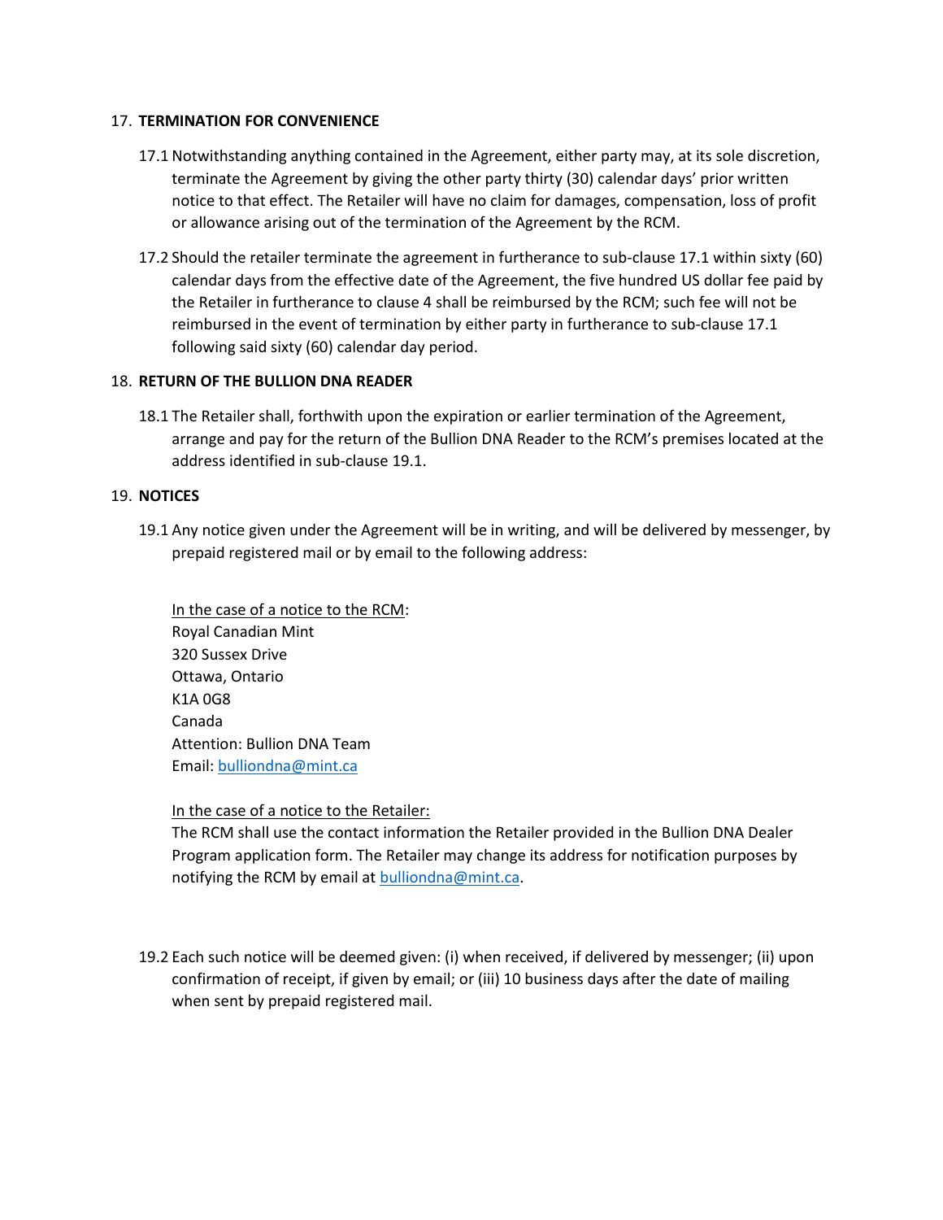## 17. TERMINATION FOR CONVENIENCE

17.1 Notwithstanding anything contained in the Agreement, either party may, at its sole discretion, terminate the Agreement by giving the other party thirty (30) calendar days' prior written notice to that effect. The Retailer will have no claim for damages, compensation, loss of profit or allowance arising out of the termination of the Agreement by the RCM.

17.2 Should the retailer terminate the agreement in furtherance to sub-clause 17.1 within sixty (60) calendar days from the effective date of the Agreement, the five hundred US dollar fee paid by the Retailer in furtherance to clause 4 shall be reimbursed by the RCM; such fee will not be reimbursed in the event of termination by either party in furtherance to sub-clause 17.1 following said sixty (60) calendar day period.

## 18. RETURN OF THE BULLION DNA READER

18.1 The Retailer shall, forthwith upon the expiration or earlier termination of the Agreement, arrange and pay for the return of the Bullion DNA Reader to the RCM's premises located at the address identified in sub-clause 19.1.

## 19. NOTICES

19.1 Any notice given under the Agreement will be in writing, and will be delivered by messenger, by prepaid registered mail or by email to the following address:

<u>In the case of a notice to the RCM</u>:
Royal Canadian Mint
320 Sussex Drive
Ottawa, Ontario
K1A 0G8
Canada
Attention: Bullion DNA Team
Email: bulliondna@mint.ca

<u>In the case of a notice to the Retailer:</u>
The RCM shall use the contact information the Retailer provided in the Bullion DNA Dealer Program application form. The Retailer may change its address for notification purposes by notifying the RCM by email at bulliondna@mint.ca.

19.2 Each such notice will be deemed given: (i) when received, if delivered by messenger; (ii) upon confirmation of receipt, if given by email; or (iii) 10 business days after the date of mailing when sent by prepaid registered mail.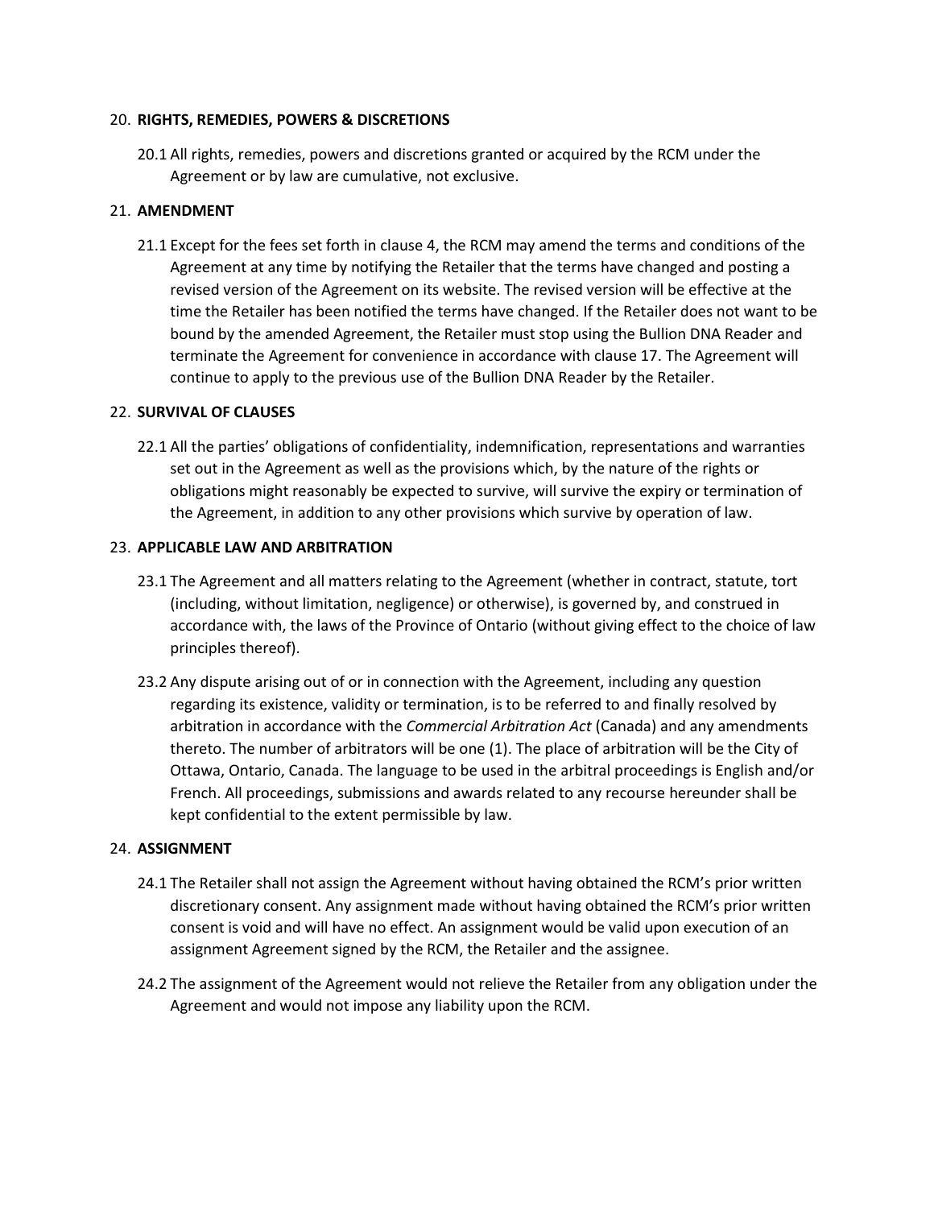## 20. RIGHTS, REMEDIES, POWERS & DISCRETIONS

20.1 All rights, remedies, powers and discretions granted or acquired by the RCM under the Agreement or by law are cumulative, not exclusive.

## 21. AMENDMENT

21.1 Except for the fees set forth in clause 4, the RCM may amend the terms and conditions of the Agreement at any time by notifying the Retailer that the terms have changed and posting a revised version of the Agreement on its website. The revised version will be effective at the time the Retailer has been notified the terms have changed. If the Retailer does not want to be bound by the amended Agreement, the Retailer must stop using the Bullion DNA Reader and terminate the Agreement for convenience in accordance with clause 17. The Agreement will continue to apply to the previous use of the Bullion DNA Reader by the Retailer.

## 22. SURVIVAL OF CLAUSES

22.1 All the parties' obligations of confidentiality, indemnification, representations and warranties set out in the Agreement as well as the provisions which, by the nature of the rights or obligations might reasonably be expected to survive, will survive the expiry or termination of the Agreement, in addition to any other provisions which survive by operation of law.

## 23. APPLICABLE LAW AND ARBITRATION

23.1 The Agreement and all matters relating to the Agreement (whether in contract, statute, tort (including, without limitation, negligence) or otherwise), is governed by, and construed in accordance with, the laws of the Province of Ontario (without giving effect to the choice of law principles thereof).

23.2 Any dispute arising out of or in connection with the Agreement, including any question regarding its existence, validity or termination, is to be referred to and finally resolved by arbitration in accordance with the *Commercial Arbitration Act* (Canada) and any amendments thereto. The number of arbitrators will be one (1). The place of arbitration will be the City of Ottawa, Ontario, Canada. The language to be used in the arbitral proceedings is English and/or French. All proceedings, submissions and awards related to any recourse hereunder shall be kept confidential to the extent permissible by law.

## 24. ASSIGNMENT

24.1 The Retailer shall not assign the Agreement without having obtained the RCM's prior written discretionary consent. Any assignment made without having obtained the RCM's prior written consent is void and will have no effect. An assignment would be valid upon execution of an assignment Agreement signed by the RCM, the Retailer and the assignee.

24.2 The assignment of the Agreement would not relieve the Retailer from any obligation under the Agreement and would not impose any liability upon the RCM.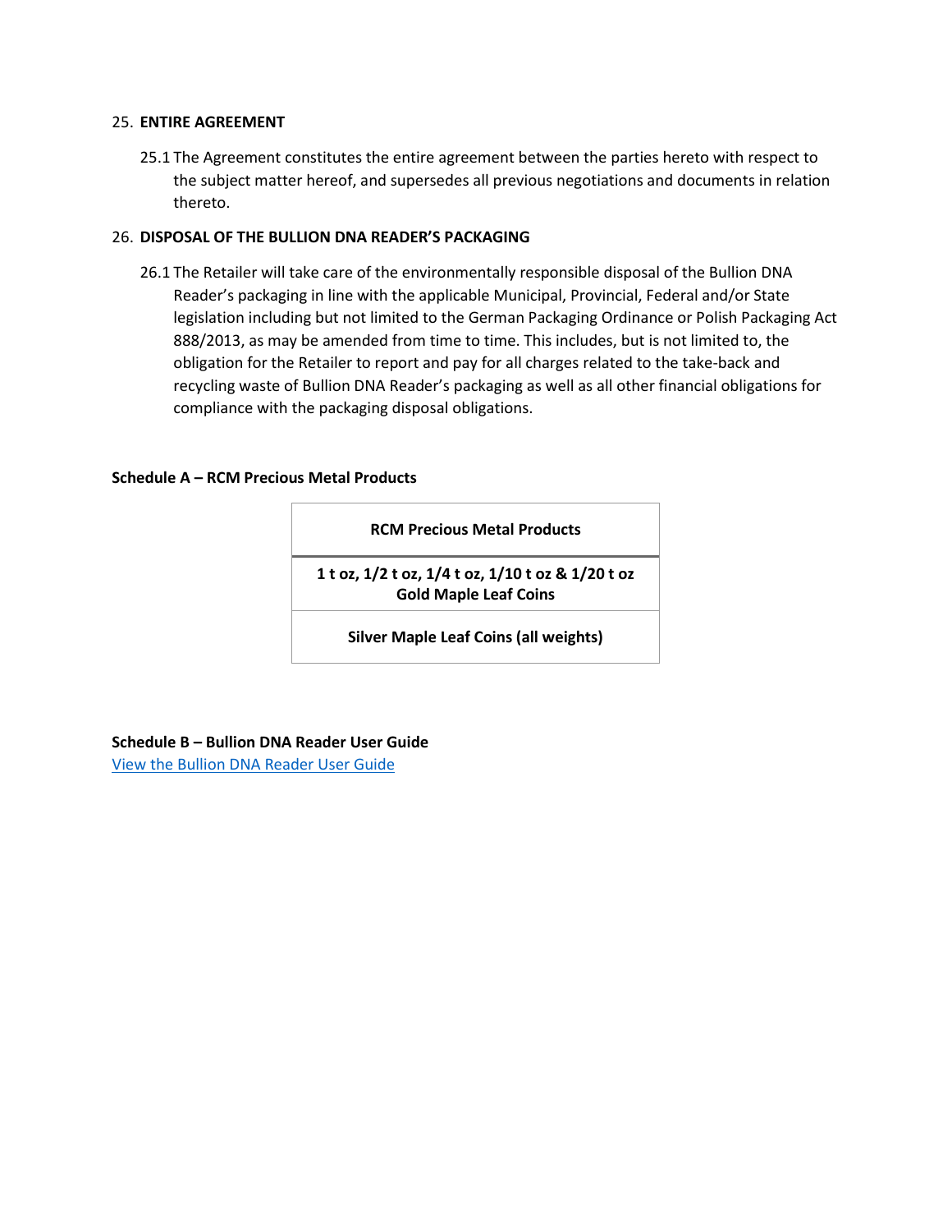## 25. ENTIRE AGREEMENT

25.1 The Agreement constitutes the entire agreement between the parties hereto with respect to the subject matter hereof, and supersedes all previous negotiations and documents in relation thereto.

## 26. DISPOSAL OF THE BULLION DNA READER'S PACKAGING

26.1 The Retailer will take care of the environmentally responsible disposal of the Bullion DNA Reader's packaging in line with the applicable Municipal, Provincial, Federal and/or State legislation including but not limited to the German Packaging Ordinance or Polish Packaging Act 888/2013, as may be amended from time to time. This includes, but is not limited to, the obligation for the Retailer to report and pay for all charges related to the take-back and recycling waste of Bullion DNA Reader's packaging as well as all other financial obligations for compliance with the packaging disposal obligations.

**Schedule A – RCM Precious Metal Products**

| RCM Precious Metal Products |
|---|
| **1 t oz, 1/2 t oz, 1/4 t oz, 1/10 t oz & 1/20 t oz Gold Maple Leaf Coins** |
| **Silver Maple Leaf Coins (all weights)** |

**Schedule B – Bullion DNA Reader User Guide**

View the Bullion DNA Reader User Guide